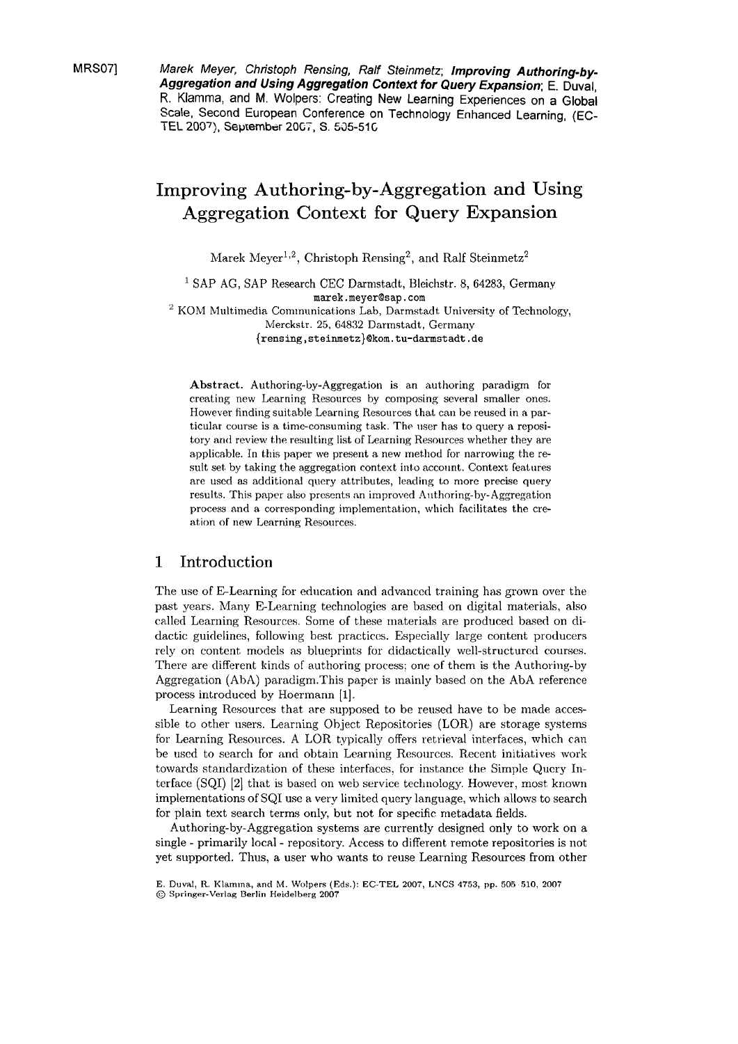MRS07] *Marek Meyer, Christoph Rensing, Ralf Steinmetz;* ***Improving Authoring-by-Aggregation and Using Aggregation Context for Query Expansion;*** E. Duval, R. Klamma, and M. Wolpers: Creating New Learning Experiences on a Global Scale, Second European Conference on Technology Enhanced Learning, (EC-TEL 2007), September 2007, S. 505-510

# Improving Authoring-by-Aggregation and Using Aggregation Context for Query Expansion

Marek Meyer[1,2], Christoph Rensing[2], and Ralf Steinmetz[2]

[1] SAP AG, SAP Research CEC Darmstadt, Bleichstr. 8, 64283, Germany
marek.meyer@sap.com

[2] KOM Multimedia Communications Lab, Darmstadt University of Technology, Merckstr. 25, 64832 Darmstadt, Germany
{rensing,steinmetz}@kom.tu-darmstadt.de

**Abstract.** Authoring-by-Aggregation is an authoring paradigm for creating new Learning Resources by composing several smaller ones. However finding suitable Learning Resources that can be reused in a particular course is a time-consuming task. The user has to query a repository and review the resulting list of Learning Resources whether they are applicable. In this paper we present a new method for narrowing the result set by taking the aggregation context into account. Context features are used as additional query attributes, leading to more precise query results. This paper also presents an improved Authoring-by-Aggregation process and a corresponding implementation, which facilitates the creation of new Learning Resources.

## 1 Introduction

The use of E-Learning for education and advanced training has grown over the past years. Many E-Learning technologies are based on digital materials, also called Learning Resources. Some of these materials are produced based on didactic guidelines, following best practices. Especially large content producers rely on content models as blueprints for didactically well-structured courses. There are different kinds of authoring process; one of them is the Authoring-by Aggregation (AbA) paradigm.This paper is mainly based on the AbA reference process introduced by Hoermann [1].

Learning Resources that are supposed to be reused have to be made accessible to other users. Learning Object Repositories (LOR) are storage systems for Learning Resources. A LOR typically offers retrieval interfaces, which can be used to search for and obtain Learning Resources. Recent initiatives work towards standardization of these interfaces, for instance the Simple Query Interface (SQI) [2] that is based on web service technology. However, most known implementations of SQI use a very limited query language, which allows to search for plain text search terms only, but not for specific metadata fields.

Authoring-by-Aggregation systems are currently designed only to work on a single - primarily local - repository. Access to different remote repositories is not yet supported. Thus, a user who wants to reuse Learning Resources from other

E. Duval, R. Klamma, and M. Wolpers (Eds.): EC-TEL 2007, LNCS 4753, pp. 505–510, 2007
© Springer-Verlag Berlin Heidelberg 2007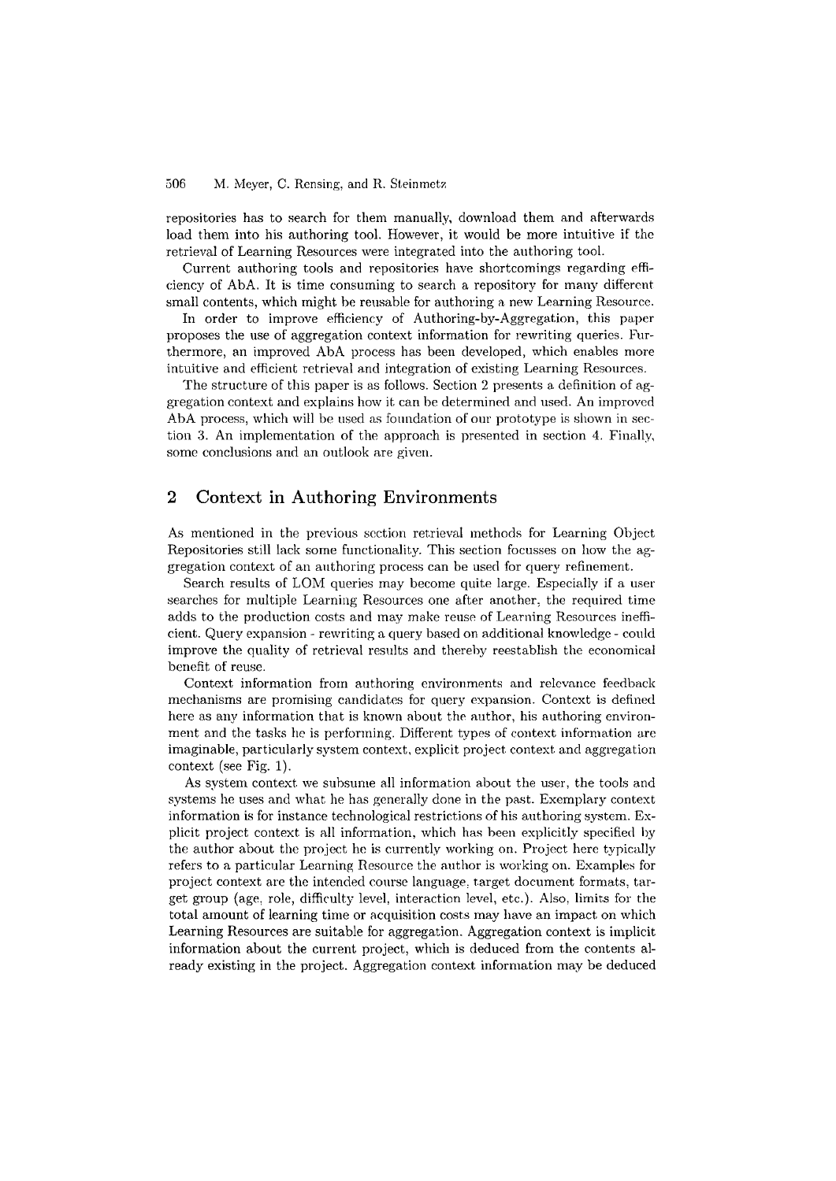repositories has to search for them manually, download them and afterwards load them into his authoring tool. However, it would be more intuitive if the retrieval of Learning Resources were integrated into the authoring tool.

Current authoring tools and repositories have shortcomings regarding efficiency of AbA. It is time consuming to search a repository for many different small contents, which might be reusable for authoring a new Learning Resource.

In order to improve efficiency of Authoring-by-Aggregation, this paper proposes the use of aggregation context information for rewriting queries. Furthermore, an improved AbA process has been developed, which enables more intuitive and efficient retrieval and integration of existing Learning Resources.

The structure of this paper is as follows. Section 2 presents a definition of aggregation context and explains how it can be determined and used. An improved AbA process, which will be used as foundation of our prototype is shown in section 3. An implementation of the approach is presented in section 4. Finally, some conclusions and an outlook are given.

## 2 Context in Authoring Environments

As mentioned in the previous section retrieval methods for Learning Object Repositories still lack some functionality. This section focusses on how the aggregation context of an authoring process can be used for query refinement.

Search results of LOM queries may become quite large. Especially if a user searches for multiple Learning Resources one after another, the required time adds to the production costs and may make reuse of Learning Resources inefficient. Query expansion - rewriting a query based on additional knowledge - could improve the quality of retrieval results and thereby reestablish the economical benefit of reuse.

Context information from authoring environments and relevance feedback mechanisms are promising candidates for query expansion. Context is defined here as any information that is known about the author, his authoring environment and the tasks he is performing. Different types of context information are imaginable, particularly system context, explicit project context and aggregation context (see Fig. 1).

As system context we subsume all information about the user, the tools and systems he uses and what he has generally done in the past. Exemplary context information is for instance technological restrictions of his authoring system. Explicit project context is all information, which has been explicitly specified by the author about the project he is currently working on. Project here typically refers to a particular Learning Resource the author is working on. Examples for project context are the intended course language, target document formats, target group (age, role, difficulty level, interaction level, etc.). Also, limits for the total amount of learning time or acquisition costs may have an impact on which Learning Resources are suitable for aggregation. Aggregation context is implicit information about the current project, which is deduced from the contents already existing in the project. Aggregation context information may be deduced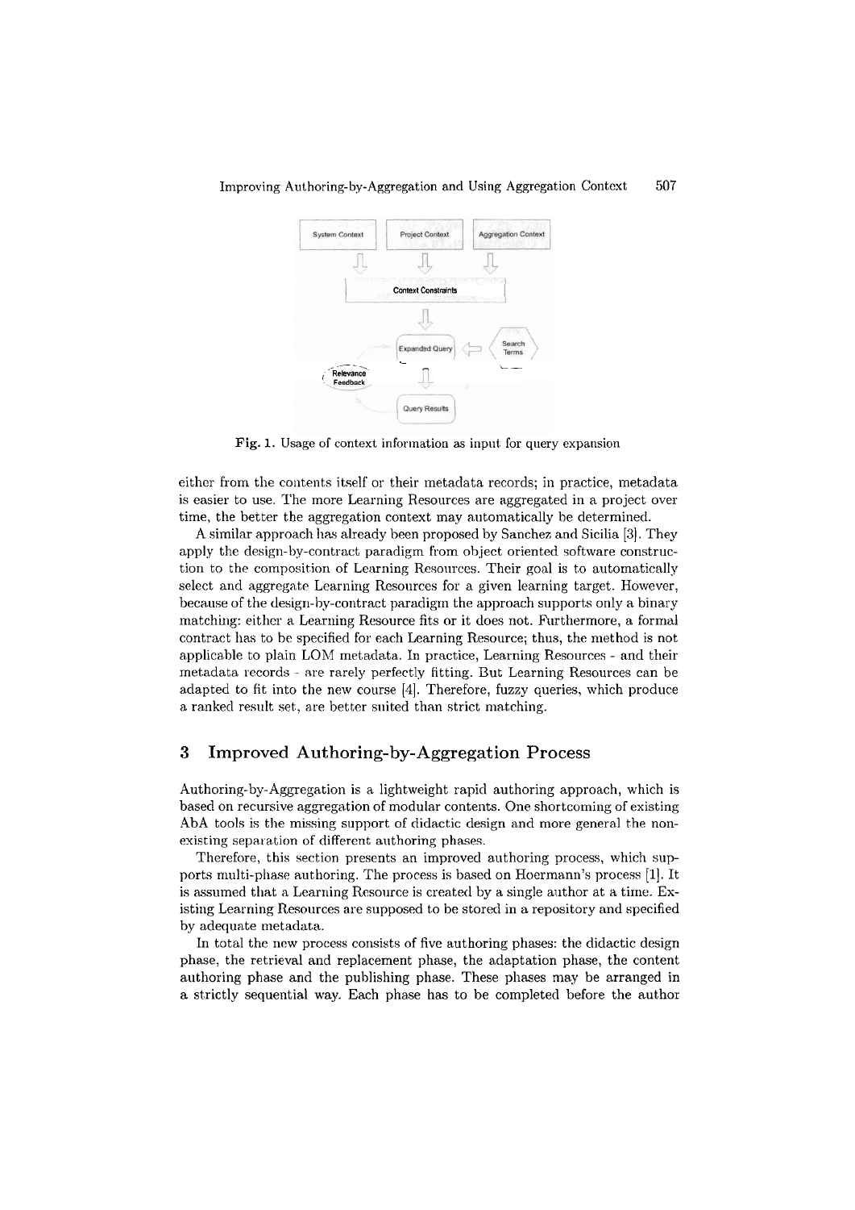System Context

Project Context

Aggregation Context

Context Constraints

Expanded Query

Search Terms

Relevance Feedback

Query Results

**Fig. 1.** Usage of context information as input for query expansion

either from the contents itself or their metadata records; in practice, metadata is easier to use. The more Learning Resources are aggregated in a project over time, the better the aggregation context may automatically be determined.

A similar approach has already been proposed by Sanchez and Sicilia [3]. They apply the design-by-contract paradigm from object oriented software construction to the composition of Learning Resources. Their goal is to automatically select and aggregate Learning Resources for a given learning target. However, because of the design-by-contract paradigm the approach supports only a binary matching: either a Learning Resource fits or it does not. Furthermore, a formal contract has to be specified for each Learning Resource; thus, the method is not applicable to plain LOM metadata. In practice, Learning Resources - and their metadata records - are rarely perfectly fitting. But Learning Resources can be adapted to fit into the new course [4]. Therefore, fuzzy queries, which produce a ranked result set, are better suited than strict matching.

## 3 Improved Authoring-by-Aggregation Process

Authoring-by-Aggregation is a lightweight rapid authoring approach, which is based on recursive aggregation of modular contents. One shortcoming of existing AbA tools is the missing support of didactic design and more general the non-existing separation of different authoring phases.

Therefore, this section presents an improved authoring process, which supports multi-phase authoring. The process is based on Hoermann's process [1]. It is assumed that a Learning Resource is created by a single author at a time. Existing Learning Resources are supposed to be stored in a repository and specified by adequate metadata.

In total the new process consists of five authoring phases: the didactic design phase, the retrieval and replacement phase, the adaptation phase, the content authoring phase and the publishing phase. These phases may be arranged in a strictly sequential way. Each phase has to be completed before the author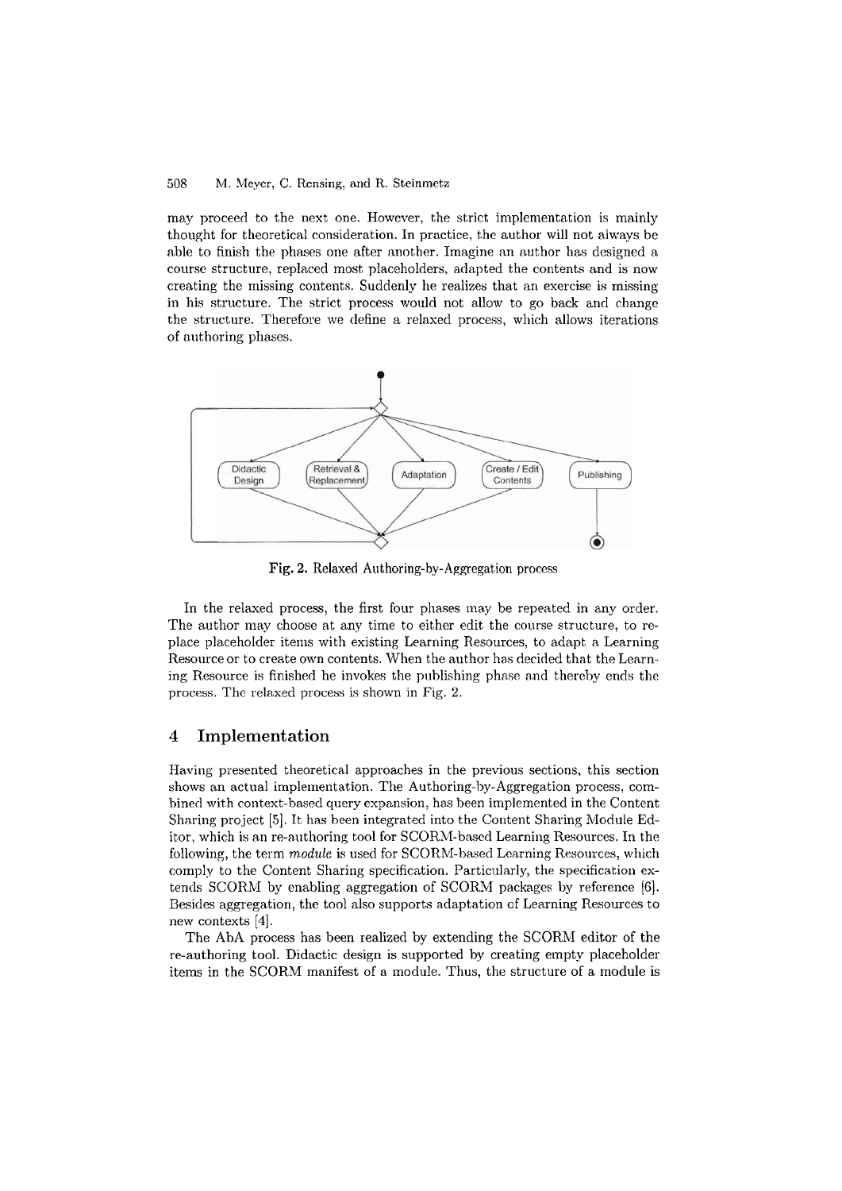may proceed to the next one. However, the strict implementation is mainly thought for theoretical consideration. In practice, the author will not always be able to finish the phases one after another. Imagine an author has designed a course structure, replaced most placeholders, adapted the contents and is now creating the missing contents. Suddenly he realizes that an exercise is missing in his structure. The strict process would not allow to go back and change the structure. Therefore we define a relaxed process, which allows iterations of authoring phases.

Didactic Design

Retrieval & Replacement

Adaptation

Create / Edit Contents

Publishing

Fig. 2. Relaxed Authoring-by-Aggregation process

In the relaxed process, the first four phases may be repeated in any order. The author may choose at any time to either edit the course structure, to replace placeholder items with existing Learning Resources, to adapt a Learning Resource or to create own contents. When the author has decided that the Learning Resource is finished he invokes the publishing phase and thereby ends the process. The relaxed process is shown in Fig. 2.

## 4 Implementation

Having presented theoretical approaches in the previous sections, this section shows an actual implementation. The Authoring-by-Aggregation process, combined with context-based query expansion, has been implemented in the Content Sharing project [5]. It has been integrated into the Content Sharing Module Editor, which is an re-authoring tool for SCORM-based Learning Resources. In the following, the term *module* is used for SCORM-based Learning Resources, which comply to the Content Sharing specification. Particularly, the specification extends SCORM by enabling aggregation of SCORM packages by reference [6]. Besides aggregation, the tool also supports adaptation of Learning Resources to new contexts [4].

The AbA process has been realized by extending the SCORM editor of the re-authoring tool. Didactic design is supported by creating empty placeholder items in the SCORM manifest of a module. Thus, the structure of a module is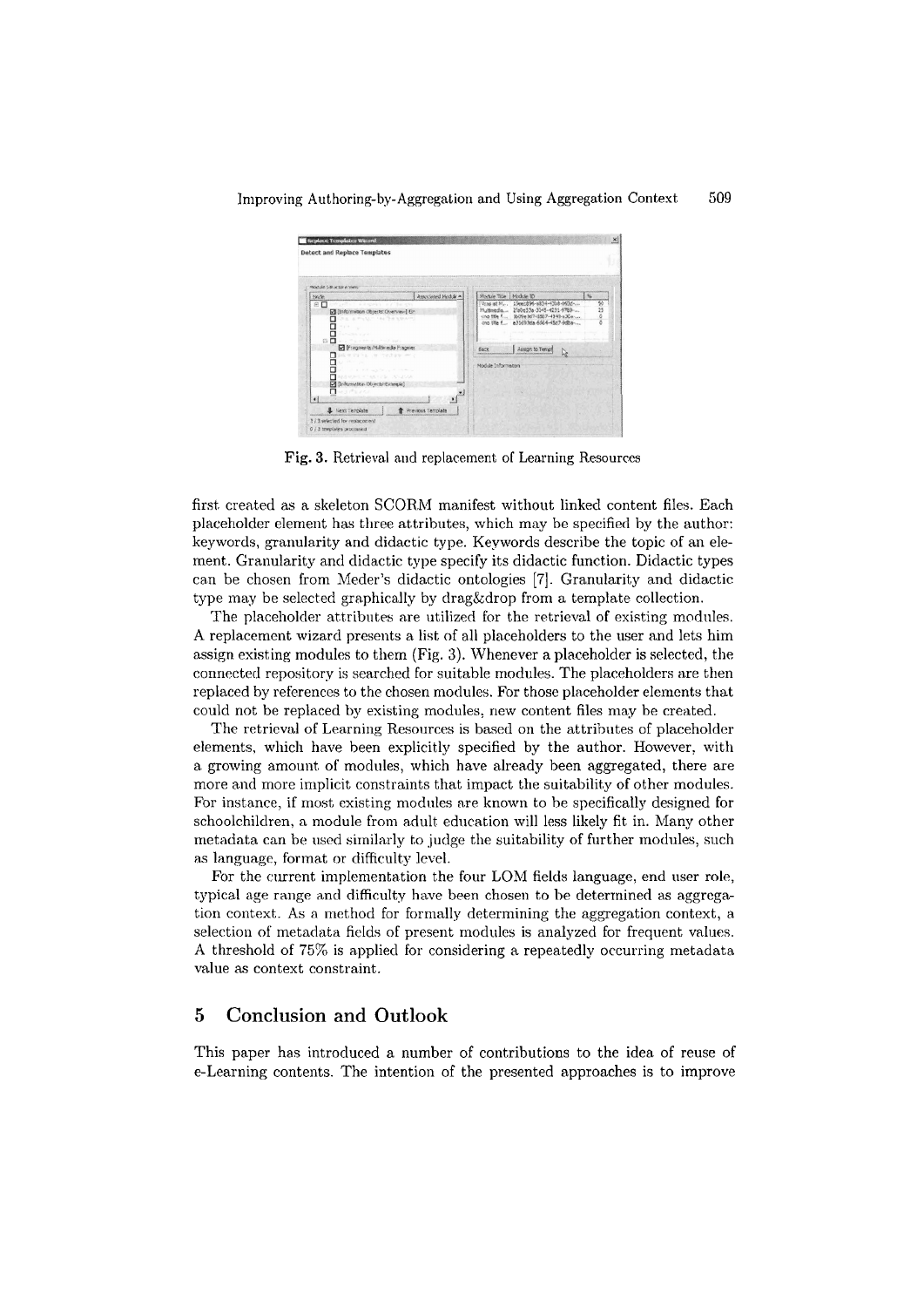Fig. 3. Retrieval and replacement of Learning Resources

first created as a skeleton SCORM manifest without linked content files. Each placeholder element has three attributes, which may be specified by the author: keywords, granularity and didactic type. Keywords describe the topic of an element. Granularity and didactic type specify its didactic function. Didactic types can be chosen from Meder's didactic ontologies [7]. Granularity and didactic type may be selected graphically by drag&drop from a template collection.

The placeholder attributes are utilized for the retrieval of existing modules. A replacement wizard presents a list of all placeholders to the user and lets him assign existing modules to them (Fig. 3). Whenever a placeholder is selected, the connected repository is searched for suitable modules. The placeholders are then replaced by references to the chosen modules. For those placeholder elements that could not be replaced by existing modules, new content files may be created.

The retrieval of Learning Resources is based on the attributes of placeholder elements, which have been explicitly specified by the author. However, with a growing amount of modules, which have already been aggregated, there are more and more implicit constraints that impact the suitability of other modules. For instance, if most existing modules are known to be specifically designed for schoolchildren, a module from adult education will less likely fit in. Many other metadata can be used similarly to judge the suitability of further modules, such as language, format or difficulty level.

For the current implementation the four LOM fields language, end user role, typical age range and difficulty have been chosen to be determined as aggregation context. As a method for formally determining the aggregation context, a selection of metadata fields of present modules is analyzed for frequent values. A threshold of 75% is applied for considering a repeatedly occurring metadata value as context constraint.

## 5 Conclusion and Outlook

This paper has introduced a number of contributions to the idea of reuse of e-Learning contents. The intention of the presented approaches is to improve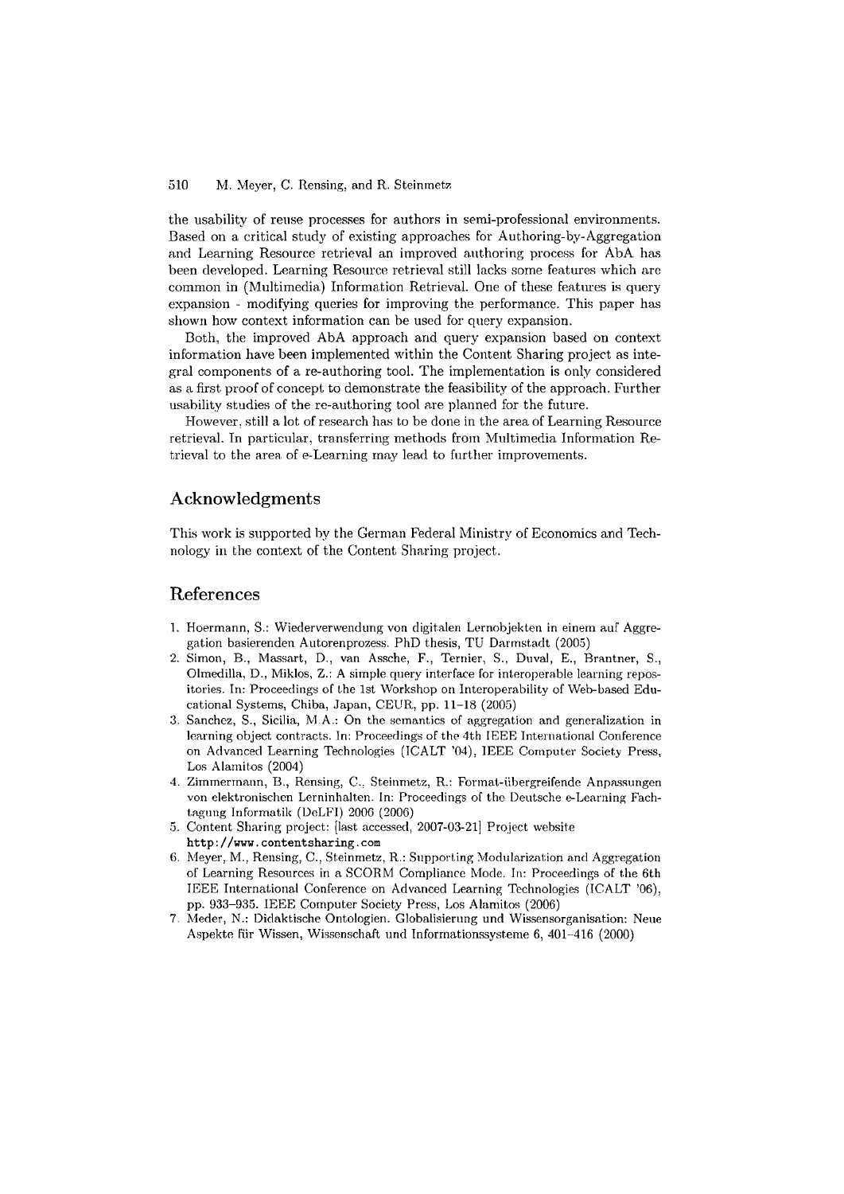the usability of reuse processes for authors in semi-professional environments. Based on a critical study of existing approaches for Authoring-by-Aggregation and Learning Resource retrieval an improved authoring process for AbA has been developed. Learning Resource retrieval still lacks some features which are common in (Multimedia) Information Retrieval. One of these features is query expansion - modifying queries for improving the performance. This paper has shown how context information can be used for query expansion.

Both, the improved AbA approach and query expansion based on context information have been implemented within the Content Sharing project as integral components of a re-authoring tool. The implementation is only considered as a first proof of concept to demonstrate the feasibility of the approach. Further usability studies of the re-authoring tool are planned for the future.

However, still a lot of research has to be done in the area of Learning Resource retrieval. In particular, transferring methods from Multimedia Information Retrieval to the area of e-Learning may lead to further improvements.

## Acknowledgments

This work is supported by the German Federal Ministry of Economics and Technology in the context of the Content Sharing project.

## References

1. Hoermann, S.: Wiederverwendung von digitalen Lernobjekten in einem auf Aggregation basierenden Autorenprozess. PhD thesis, TU Darmstadt (2005)
2. Simon, B., Massart, D., van Assche, F., Ternier, S., Duval, E., Brantner, S., Olmedilla, D., Miklos, Z.: A simple query interface for interoperable learning repositories. In: Proceedings of the 1st Workshop on Interoperability of Web-based Educational Systems, Chiba, Japan, CEUR, pp. 11–18 (2005)
3. Sanchez, S., Sicilia, M.A.: On the semantics of aggregation and generalization in learning object contracts. In: Proceedings of the 4th IEEE International Conference on Advanced Learning Technologies (ICALT '04), IEEE Computer Society Press, Los Alamitos (2004)
4. Zimmermann, B., Rensing, C., Steinmetz, R.: Format-übergreifende Anpassungen von elektronischen Lerninhalten. In: Proceedings of the Deutsche e-Learning Fachtagung Informatik (DeLFI) 2006 (2006)
5. Content Sharing project: [last accessed, 2007-03-21] Project website `http://www.contentsharing.com`
6. Meyer, M., Rensing, C., Steinmetz, R.: Supporting Modularization and Aggregation of Learning Resources in a SCORM Compliance Mode. In: Proceedings of the 6th IEEE International Conference on Advanced Learning Technologies (ICALT '06), pp. 933–935. IEEE Computer Society Press, Los Alamitos (2006)
7. Meder, N.: Didaktische Ontologien. Globalisierung und Wissensorganisation: Neue Aspekte für Wissen, Wissenschaft und Informationssysteme 6, 401–416 (2000)